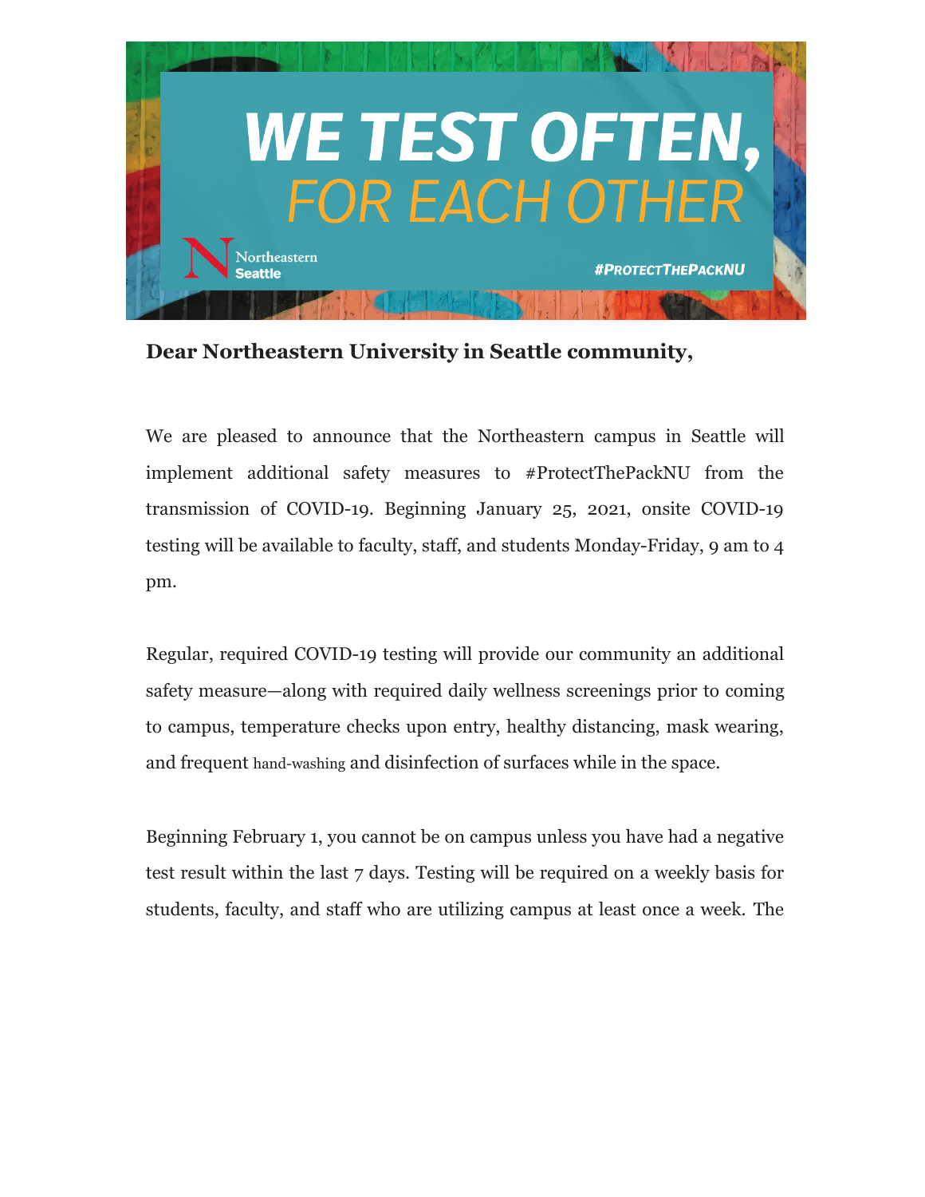# WE TEST OFTEN, FOR EACH OTHER

Northeastern Seattle

#PROTECTTHEPACKNU

**Dear Northeastern University in Seattle community,**

We are pleased to announce that the Northeastern campus in Seattle will implement additional safety measures to #ProtectThePackNU from the transmission of COVID-19. Beginning January 25, 2021, onsite COVID-19 testing will be available to faculty, staff, and students Monday-Friday, 9 am to 4 pm.

Regular, required COVID-19 testing will provide our community an additional safety measure—along with required daily wellness screenings prior to coming to campus, temperature checks upon entry, healthy distancing, mask wearing, and frequent hand-washing and disinfection of surfaces while in the space.

Beginning February 1, you cannot be on campus unless you have had a negative test result within the last 7 days. Testing will be required on a weekly basis for students, faculty, and staff who are utilizing campus at least once a week. The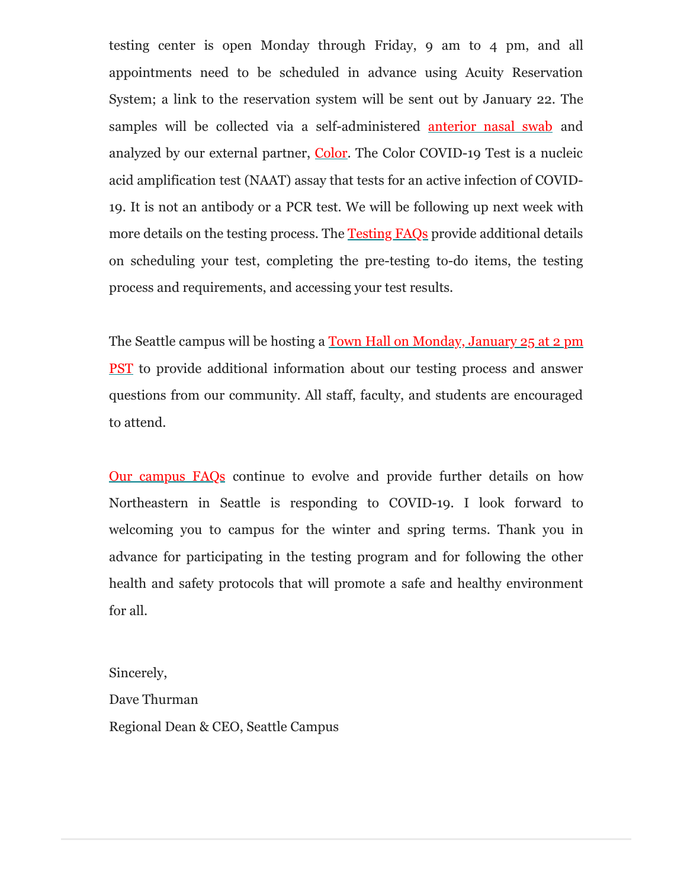testing center is open Monday through Friday, 9 am to 4 pm, and all appointments need to be scheduled in advance using Acuity Reservation System; a link to the reservation system will be sent out by January 22. The samples will be collected via a self-administered anterior nasal swab and analyzed by our external partner, Color. The Color COVID-19 Test is a nucleic acid amplification test (NAAT) assay that tests for an active infection of COVID-19. It is not an antibody or a PCR test. We will be following up next week with more details on the testing process. The Testing FAQs provide additional details on scheduling your test, completing the pre-testing to-do items, the testing process and requirements, and accessing your test results.

The Seattle campus will be hosting a Town Hall on Monday, January 25 at 2 pm PST to provide additional information about our testing process and answer questions from our community. All staff, faculty, and students are encouraged to attend.

Our campus FAQs continue to evolve and provide further details on how Northeastern in Seattle is responding to COVID-19. I look forward to welcoming you to campus for the winter and spring terms. Thank you in advance for participating in the testing program and for following the other health and safety protocols that will promote a safe and healthy environment for all.

Sincerely,  
Dave Thurman  
Regional Dean & CEO, Seattle Campus